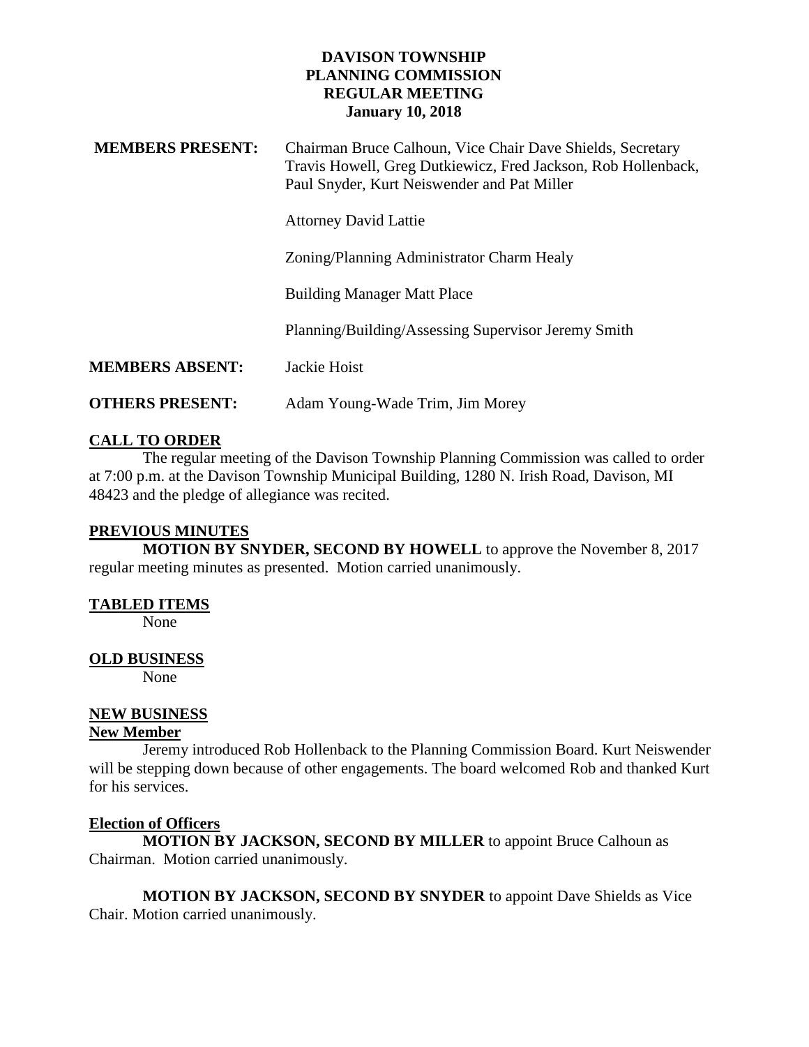# DAVISON TOWNSHIP
# PLANNING COMMISSION
# REGULAR MEETING
# January 10, 2018

**MEMBERS PRESENT:** Chairman Bruce Calhoun, Vice Chair Dave Shields, Secretary Travis Howell, Greg Dutkiewicz, Fred Jackson, Rob Hollenback, Paul Snyder, Kurt Neiswender and Pat Miller

Attorney David Lattie

Zoning/Planning Administrator Charm Healy

Building Manager Matt Place

Planning/Building/Assessing Supervisor Jeremy Smith

**MEMBERS ABSENT:** Jackie Hoist

**OTHERS PRESENT:** Adam Young-Wade Trim, Jim Morey

## CALL TO ORDER

The regular meeting of the Davison Township Planning Commission was called to order at 7:00 p.m. at the Davison Township Municipal Building, 1280 N. Irish Road, Davison, MI 48423 and the pledge of allegiance was recited.

## PREVIOUS MINUTES

**MOTION BY SNYDER, SECOND BY HOWELL** to approve the November 8, 2017 regular meeting minutes as presented. Motion carried unanimously.

## TABLED ITEMS

None

## OLD BUSINESS

None

## NEW BUSINESS

### New Member

Jeremy introduced Rob Hollenback to the Planning Commission Board. Kurt Neiswender will be stepping down because of other engagements. The board welcomed Rob and thanked Kurt for his services.

### Election of Officers

**MOTION BY JACKSON, SECOND BY MILLER** to appoint Bruce Calhoun as Chairman. Motion carried unanimously.

**MOTION BY JACKSON, SECOND BY SNYDER** to appoint Dave Shields as Vice Chair. Motion carried unanimously.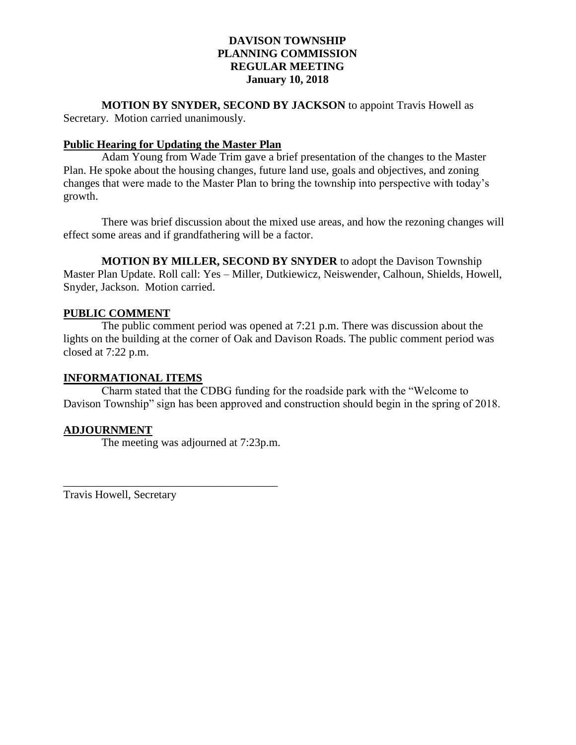**DAVISON TOWNSHIP**
**PLANNING COMMISSION**
**REGULAR MEETING**
**January 10, 2018**

**MOTION BY SNYDER, SECOND BY JACKSON** to appoint Travis Howell as Secretary. Motion carried unanimously.

## Public Hearing for Updating the Master Plan

Adam Young from Wade Trim gave a brief presentation of the changes to the Master Plan. He spoke about the housing changes, future land use, goals and objectives, and zoning changes that were made to the Master Plan to bring the township into perspective with today's growth.

There was brief discussion about the mixed use areas, and how the rezoning changes will effect some areas and if grandfathering will be a factor.

**MOTION BY MILLER, SECOND BY SNYDER** to adopt the Davison Township Master Plan Update. Roll call: Yes – Miller, Dutkiewicz, Neiswender, Calhoun, Shields, Howell, Snyder, Jackson. Motion carried.

## PUBLIC COMMENT

The public comment period was opened at 7:21 p.m. There was discussion about the lights on the building at the corner of Oak and Davison Roads. The public comment period was closed at 7:22 p.m.

## INFORMATIONAL ITEMS

Charm stated that the CDBG funding for the roadside park with the "Welcome to Davison Township" sign has been approved and construction should begin in the spring of 2018.

## ADJOURNMENT

The meeting was adjourned at 7:23p.m.

\_\_\_\_\_\_\_\_\_\_\_\_\_\_\_\_\_\_\_\_\_\_\_\_\_\_\_\_\_\_\_\_\_\_\_\_\_\_\_

Travis Howell, Secretary